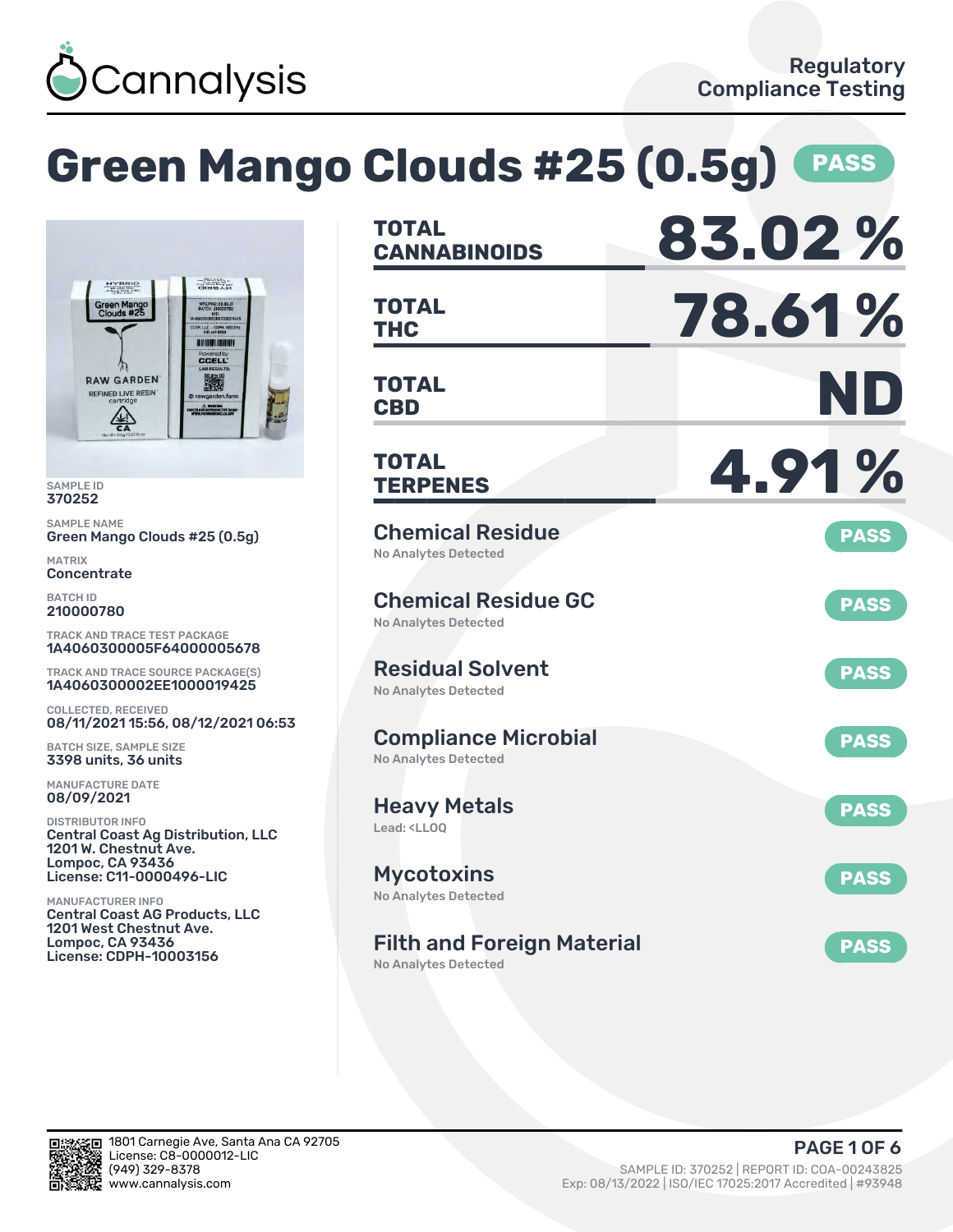Cannalysis

Regulatory Compliance Testing

# Green Mango Clouds #25 (0.5g) PASS

SAMPLE ID
370252

SAMPLE NAME
Green Mango Clouds #25 (0.5g)

MATRIX
Concentrate

BATCH ID
210000780

TRACK AND TRACE TEST PACKAGE
1A4060300005F64000005678

TRACK AND TRACE SOURCE PACKAGE(S)
1A4060300002EE1000019425

COLLECTED, RECEIVED
08/11/2021 15:56, 08/12/2021 06:53

BATCH SIZE, SAMPLE SIZE
3398 units, 36 units

MANUFACTURE DATE
08/09/2021

DISTRIBUTOR INFO
Central Coast Ag Distribution, LLC
1201 W. Chestnut Ave.
Lompoc, CA 93436
License: C11-0000496-LIC

MANUFACTURER INFO
Central Coast AG Products, LLC
1201 West Chestnut Ave.
Lompoc, CA 93436
License: CDPH-10003156

| | |
|---|---|
| **TOTAL CANNABINOIDS** | **83.02 %** |
| **TOTAL THC** | **78.61 %** |
| **TOTAL CBD** | **ND** |
| **TOTAL TERPENES** | **4.91 %** |

| Test | Result | Status |
|---|---|---|
| Chemical Residue | No Analytes Detected | PASS |
| Chemical Residue GC | No Analytes Detected | PASS |
| Residual Solvent | No Analytes Detected | PASS |
| Compliance Microbial | No Analytes Detected | PASS |
| Heavy Metals | Lead: <LLOQ | PASS |
| Mycotoxins | No Analytes Detected | PASS |
| Filth and Foreign Material | No Analytes Detected | PASS |

1801 Carnegie Ave, Santa Ana CA 92705
License: C8-0000012-LIC
(949) 329-8378
www.cannalysis.com

SAMPLE ID: 370252 | REPORT ID: COA-00243825
Exp: 08/13/2022 | ISO/IEC 17025:2017 Accredited | #93948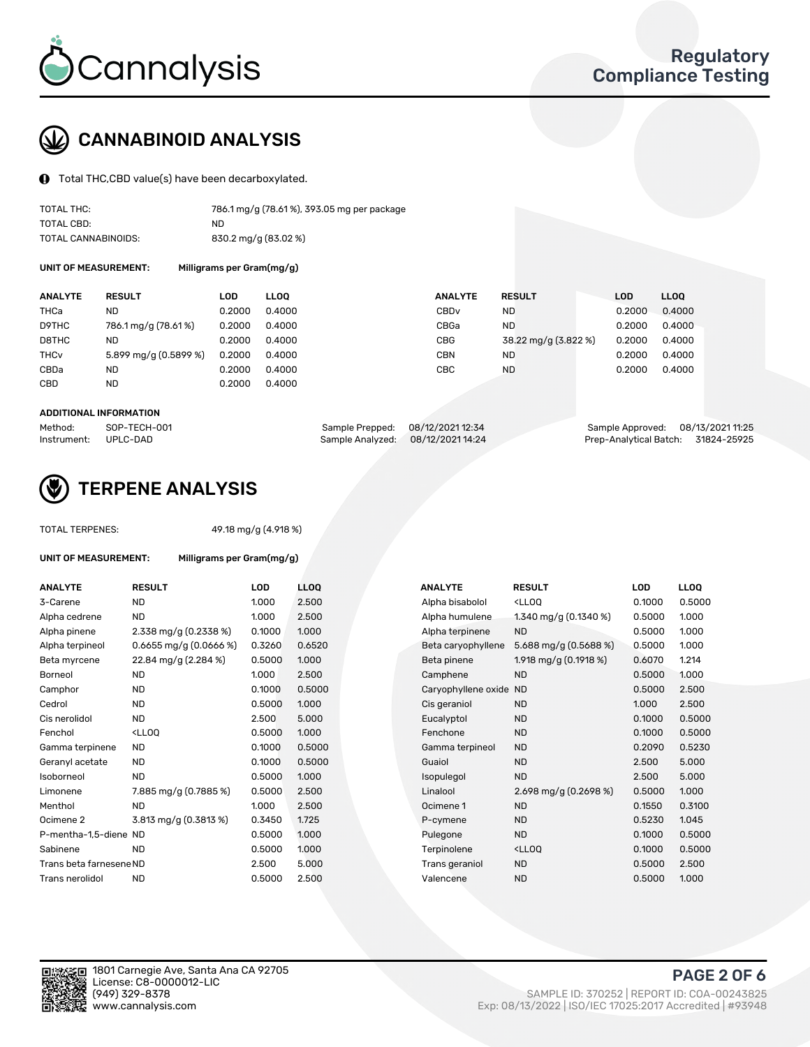# CANNABINOID ANALYSIS

Total THC,CBD value(s) have been decarboxylated.

| | |
|---|---|
| TOTAL THC: | 786.1 mg/g (78.61 %), 393.05 mg per package |
| TOTAL CBD: | ND |
| TOTAL CANNABINOIDS: | 830.2 mg/g (83.02 %) |

**UNIT OF MEASUREMENT:** Milligrams per Gram(mg/g)

| ANALYTE | RESULT | LOD | LLOQ | ANALYTE | RESULT | LOD | LLOQ |
|---|---|---|---|---|---|---|---|
| THCa | ND | 0.2000 | 0.4000 | CBDv | ND | 0.2000 | 0.4000 |
| D9THC | 786.1 mg/g (78.61 %) | 0.2000 | 0.4000 | CBGa | ND | 0.2000 | 0.4000 |
| D8THC | ND | 0.2000 | 0.4000 | CBG | 38.22 mg/g (3.822 %) | 0.2000 | 0.4000 |
| THCv | 5.899 mg/g (0.5899 %) | 0.2000 | 0.4000 | CBN | ND | 0.2000 | 0.4000 |
| CBDa | ND | 0.2000 | 0.4000 | CBC | ND | 0.2000 | 0.4000 |
| CBD | ND | 0.2000 | 0.4000 | | | | |

**ADDITIONAL INFORMATION**

| | | | | | |
|---|---|---|---|---|---|
| Method: | SOP-TECH-001 | Sample Prepped: | 08/12/2021 12:34 | Sample Approved: | 08/13/2021 11:25 |
| Instrument: | UPLC-DAD | Sample Analyzed: | 08/12/2021 14:24 | Prep-Analytical Batch: | 31824-25925 |

# TERPENE ANALYSIS

TOTAL TERPENES: 49.18 mg/g (4.918 %)

**UNIT OF MEASUREMENT:** Milligrams per Gram(mg/g)

| ANALYTE | RESULT | LOD | LLOQ | ANALYTE | RESULT | LOD | LLOQ |
|---|---|---|---|---|---|---|---|
| 3-Carene | ND | 1.000 | 2.500 | Alpha bisabolol | <LLOQ | 0.1000 | 0.5000 |
| Alpha cedrene | ND | 1.000 | 2.500 | Alpha humulene | 1.340 mg/g (0.1340 %) | 0.5000 | 1.000 |
| Alpha pinene | 2.338 mg/g (0.2338 %) | 0.1000 | 1.000 | Alpha terpinene | ND | 0.5000 | 1.000 |
| Alpha terpineol | 0.6655 mg/g (0.0666 %) | 0.3260 | 0.6520 | Beta caryophyllene | 5.688 mg/g (0.5688 %) | 0.5000 | 1.000 |
| Beta myrcene | 22.84 mg/g (2.284 %) | 0.5000 | 1.000 | Beta pinene | 1.918 mg/g (0.1918 %) | 0.6070 | 1.214 |
| Borneol | ND | 1.000 | 2.500 | Camphene | ND | 0.5000 | 1.000 |
| Camphor | ND | 0.1000 | 0.5000 | Caryophyllene oxide | ND | 0.5000 | 2.500 |
| Cedrol | ND | 0.5000 | 1.000 | Cis geraniol | ND | 1.000 | 2.500 |
| Cis nerolidol | ND | 2.500 | 5.000 | Eucalyptol | ND | 0.1000 | 0.5000 |
| Fenchol | <LLOQ | 0.5000 | 1.000 | Fenchone | ND | 0.1000 | 0.5000 |
| Gamma terpinene | ND | 0.1000 | 0.5000 | Gamma terpineol | ND | 0.2090 | 0.5230 |
| Geranyl acetate | ND | 0.1000 | 0.5000 | Guaiol | ND | 2.500 | 5.000 |
| Isoborneol | ND | 0.5000 | 1.000 | Isopulegol | ND | 2.500 | 5.000 |
| Limonene | 7.885 mg/g (0.7885 %) | 0.5000 | 2.500 | Linalool | 2.698 mg/g (0.2698 %) | 0.5000 | 1.000 |
| Menthol | ND | 1.000 | 2.500 | Ocimene 1 | ND | 0.1550 | 0.3100 |
| Ocimene 2 | 3.813 mg/g (0.3813 %) | 0.3450 | 1.725 | P-cymene | ND | 0.5230 | 1.045 |
| P-mentha-1,5-diene | ND | 0.5000 | 1.000 | Pulegone | ND | 0.1000 | 0.5000 |
| Sabinene | ND | 0.5000 | 1.000 | Terpinolene | <LLOQ | 0.1000 | 0.5000 |
| Trans beta farnesene | ND | 2.500 | 5.000 | Trans geraniol | ND | 0.5000 | 2.500 |
| Trans nerolidol | ND | 0.5000 | 2.500 | Valencene | ND | 0.5000 | 1.000 |

1801 Carnegie Ave, Santa Ana CA 92705
License: C8-0000012-LIC
(949) 329-8378
www.cannalysis.com

SAMPLE ID: 370252 | REPORT ID: COA-00243825
Exp: 08/13/2022 | ISO/IEC 17025:2017 Accredited | #93948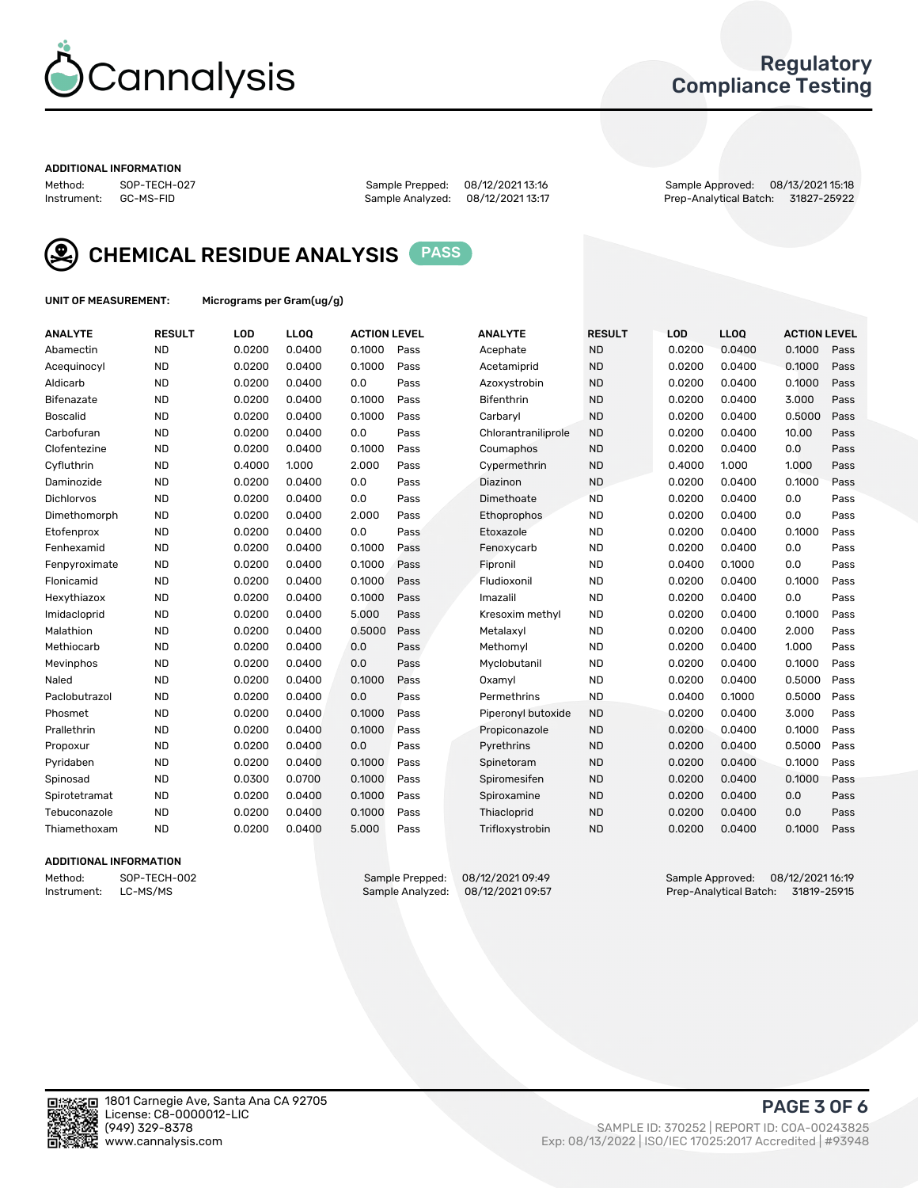# Cannalysis

## Regulatory Compliance Testing

**ADDITIONAL INFORMATION**

Method: SOP-TECH-027 | Sample Prepped: 08/12/2021 13:16 | Sample Approved: 08/13/2021 15:18
Instrument: GC-MS-FID | Sample Analyzed: 08/12/2021 13:17 | Prep-Analytical Batch: 31827-25922

## CHEMICAL RESIDUE ANALYSIS — PASS

**UNIT OF MEASUREMENT:** Micrograms per Gram(ug/g)

| ANALYTE | RESULT | LOD | LLOQ | ACTION LEVEL | | ANALYTE | RESULT | LOD | LLOQ | ACTION LEVEL | |
|---|---|---|---|---|---|---|---|---|---|---|---|
| Abamectin | ND | 0.0200 | 0.0400 | 0.1000 | Pass | Acephate | ND | 0.0200 | 0.0400 | 0.1000 | Pass |
| Acequinocyl | ND | 0.0200 | 0.0400 | 0.1000 | Pass | Acetamiprid | ND | 0.0200 | 0.0400 | 0.1000 | Pass |
| Aldicarb | ND | 0.0200 | 0.0400 | 0.0 | Pass | Azoxystrobin | ND | 0.0200 | 0.0400 | 0.1000 | Pass |
| Bifenazate | ND | 0.0200 | 0.0400 | 0.1000 | Pass | Bifenthrin | ND | 0.0200 | 0.0400 | 3.000 | Pass |
| Boscalid | ND | 0.0200 | 0.0400 | 0.1000 | Pass | Carbaryl | ND | 0.0200 | 0.0400 | 0.5000 | Pass |
| Carbofuran | ND | 0.0200 | 0.0400 | 0.0 | Pass | Chlorantraniliprole | ND | 0.0200 | 0.0400 | 10.00 | Pass |
| Clofentezine | ND | 0.0200 | 0.0400 | 0.1000 | Pass | Coumaphos | ND | 0.0200 | 0.0400 | 0.0 | Pass |
| Cyfluthrin | ND | 0.4000 | 1.000 | 2.000 | Pass | Cypermethrin | ND | 0.4000 | 1.000 | 1.000 | Pass |
| Daminozide | ND | 0.0200 | 0.0400 | 0.0 | Pass | Diazinon | ND | 0.0200 | 0.0400 | 0.1000 | Pass |
| Dichlorvos | ND | 0.0200 | 0.0400 | 0.0 | Pass | Dimethoate | ND | 0.0200 | 0.0400 | 0.0 | Pass |
| Dimethomorph | ND | 0.0200 | 0.0400 | 2.000 | Pass | Ethoprophos | ND | 0.0200 | 0.0400 | 0.0 | Pass |
| Etofenprox | ND | 0.0200 | 0.0400 | 0.0 | Pass | Etoxazole | ND | 0.0200 | 0.0400 | 0.1000 | Pass |
| Fenhexamid | ND | 0.0200 | 0.0400 | 0.1000 | Pass | Fenoxycarb | ND | 0.0200 | 0.0400 | 0.0 | Pass |
| Fenpyroximate | ND | 0.0200 | 0.0400 | 0.1000 | Pass | Fipronil | ND | 0.0400 | 0.1000 | 0.0 | Pass |
| Flonicamid | ND | 0.0200 | 0.0400 | 0.1000 | Pass | Fludioxonil | ND | 0.0200 | 0.0400 | 0.1000 | Pass |
| Hexythiazox | ND | 0.0200 | 0.0400 | 0.1000 | Pass | Imazalil | ND | 0.0200 | 0.0400 | 0.0 | Pass |
| Imidacloprid | ND | 0.0200 | 0.0400 | 5.000 | Pass | Kresoxim methyl | ND | 0.0200 | 0.0400 | 0.1000 | Pass |
| Malathion | ND | 0.0200 | 0.0400 | 0.5000 | Pass | Metalaxyl | ND | 0.0200 | 0.0400 | 2.000 | Pass |
| Methiocarb | ND | 0.0200 | 0.0400 | 0.0 | Pass | Methomyl | ND | 0.0200 | 0.0400 | 1.000 | Pass |
| Mevinphos | ND | 0.0200 | 0.0400 | 0.0 | Pass | Myclobutanil | ND | 0.0200 | 0.0400 | 0.1000 | Pass |
| Naled | ND | 0.0200 | 0.0400 | 0.1000 | Pass | Oxamyl | ND | 0.0200 | 0.0400 | 0.5000 | Pass |
| Paclobutrazol | ND | 0.0200 | 0.0400 | 0.0 | Pass | Permethrins | ND | 0.0400 | 0.1000 | 0.5000 | Pass |
| Phosmet | ND | 0.0200 | 0.0400 | 0.1000 | Pass | Piperonyl butoxide | ND | 0.0200 | 0.0400 | 3.000 | Pass |
| Prallethrin | ND | 0.0200 | 0.0400 | 0.1000 | Pass | Propiconazole | ND | 0.0200 | 0.0400 | 0.1000 | Pass |
| Propoxur | ND | 0.0200 | 0.0400 | 0.0 | Pass | Pyrethrins | ND | 0.0200 | 0.0400 | 0.5000 | Pass |
| Pyridaben | ND | 0.0200 | 0.0400 | 0.1000 | Pass | Spinetoram | ND | 0.0200 | 0.0400 | 0.1000 | Pass |
| Spinosad | ND | 0.0300 | 0.0700 | 0.1000 | Pass | Spiromesifen | ND | 0.0200 | 0.0400 | 0.1000 | Pass |
| Spirotetramat | ND | 0.0200 | 0.0400 | 0.1000 | Pass | Spiroxamine | ND | 0.0200 | 0.0400 | 0.0 | Pass |
| Tebuconazole | ND | 0.0200 | 0.0400 | 0.1000 | Pass | Thiacloprid | ND | 0.0200 | 0.0400 | 0.0 | Pass |
| Thiamethoxam | ND | 0.0200 | 0.0400 | 5.000 | Pass | Trifloxystrobin | ND | 0.0200 | 0.0400 | 0.1000 | Pass |

**ADDITIONAL INFORMATION**

Method: SOP-TECH-002 | Sample Prepped: 08/12/2021 09:49 | Sample Approved: 08/12/2021 16:19
Instrument: LC-MS/MS | Sample Analyzed: 08/12/2021 09:57 | Prep-Analytical Batch: 31819-25915

1801 Carnegie Ave, Santa Ana CA 92705
License: C8-0000012-LIC
(949) 329-8378
www.cannalysis.com

SAMPLE ID: 370252 | REPORT ID: COA-00243825
Exp: 08/13/2022 | ISO/IEC 17025:2017 Accredited | #93948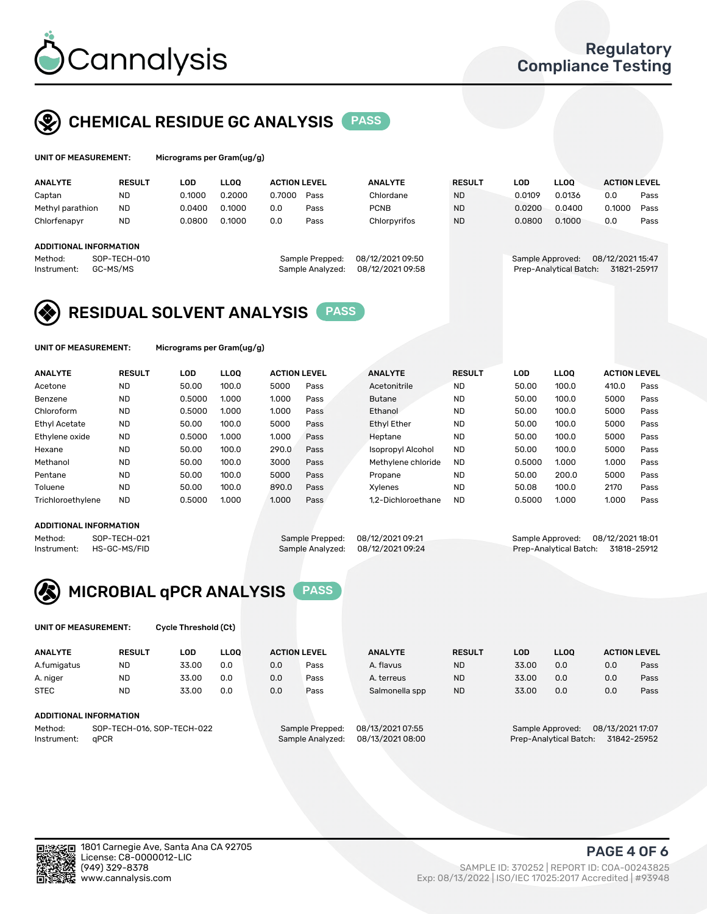# Regulatory Compliance Testing

## CHEMICAL RESIDUE GC ANALYSIS PASS

**UNIT OF MEASUREMENT:** Micrograms per Gram(ug/g)

| ANALYTE | RESULT | LOD | LLOQ | ACTION LEVEL | | ANALYTE | RESULT | LOD | LLOQ | ACTION LEVEL | |
|---|---|---|---|---|---|---|---|---|---|---|---|
| Captan | ND | 0.1000 | 0.2000 | 0.7000 | Pass | Chlordane | ND | 0.0109 | 0.0136 | 0.0 | Pass |
| Methyl parathion | ND | 0.0400 | 0.1000 | 0.0 | Pass | PCNB | ND | 0.0200 | 0.0400 | 0.1000 | Pass |
| Chlorfenapyr | ND | 0.0800 | 0.1000 | 0.0 | Pass | Chlorpyrifos | ND | 0.0800 | 0.1000 | 0.0 | Pass |

**ADDITIONAL INFORMATION**

Method: SOP-TECH-010
Instrument: GC-MS/MS
Sample Prepped: 08/12/2021 09:50
Sample Analyzed: 08/12/2021 09:58
Sample Approved: 08/12/2021 15:47
Prep-Analytical Batch: 31821-25917

## RESIDUAL SOLVENT ANALYSIS PASS

**UNIT OF MEASUREMENT:** Micrograms per Gram(ug/g)

| ANALYTE | RESULT | LOD | LLOQ | ACTION LEVEL | | ANALYTE | RESULT | LOD | LLOQ | ACTION LEVEL | |
|---|---|---|---|---|---|---|---|---|---|---|---|
| Acetone | ND | 50.00 | 100.0 | 5000 | Pass | Acetonitrile | ND | 50.00 | 100.0 | 410.0 | Pass |
| Benzene | ND | 0.5000 | 1.000 | 1.000 | Pass | Butane | ND | 50.00 | 100.0 | 5000 | Pass |
| Chloroform | ND | 0.5000 | 1.000 | 1.000 | Pass | Ethanol | ND | 50.00 | 100.0 | 5000 | Pass |
| Ethyl Acetate | ND | 50.00 | 100.0 | 5000 | Pass | Ethyl Ether | ND | 50.00 | 100.0 | 5000 | Pass |
| Ethylene oxide | ND | 0.5000 | 1.000 | 1.000 | Pass | Heptane | ND | 50.00 | 100.0 | 5000 | Pass |
| Hexane | ND | 50.00 | 100.0 | 290.0 | Pass | Isopropyl Alcohol | ND | 50.00 | 100.0 | 5000 | Pass |
| Methanol | ND | 50.00 | 100.0 | 3000 | Pass | Methylene chloride | ND | 0.5000 | 1.000 | 1.000 | Pass |
| Pentane | ND | 50.00 | 100.0 | 5000 | Pass | Propane | ND | 50.00 | 200.0 | 5000 | Pass |
| Toluene | ND | 50.00 | 100.0 | 890.0 | Pass | Xylenes | ND | 50.08 | 100.0 | 2170 | Pass |
| Trichloroethylene | ND | 0.5000 | 1.000 | 1.000 | Pass | 1,2-Dichloroethane | ND | 0.5000 | 1.000 | 1.000 | Pass |

**ADDITIONAL INFORMATION**

Method: SOP-TECH-021
Instrument: HS-GC-MS/FID
Sample Prepped: 08/12/2021 09:21
Sample Analyzed: 08/12/2021 09:24
Sample Approved: 08/12/2021 18:01
Prep-Analytical Batch: 31818-25912

## MICROBIAL qPCR ANALYSIS PASS

**UNIT OF MEASUREMENT:** Cycle Threshold (Ct)

| ANALYTE | RESULT | LOD | LLOQ | ACTION LEVEL | | ANALYTE | RESULT | LOD | LLOQ | ACTION LEVEL | |
|---|---|---|---|---|---|---|---|---|---|---|---|
| A.fumigatus | ND | 33.00 | 0.0 | 0.0 | Pass | A. flavus | ND | 33.00 | 0.0 | 0.0 | Pass |
| A. niger | ND | 33.00 | 0.0 | 0.0 | Pass | A. terreus | ND | 33.00 | 0.0 | 0.0 | Pass |
| STEC | ND | 33.00 | 0.0 | 0.0 | Pass | Salmonella spp | ND | 33.00 | 0.0 | 0.0 | Pass |

**ADDITIONAL INFORMATION**

Method: SOP-TECH-016, SOP-TECH-022
Instrument: qPCR
Sample Prepped: 08/13/2021 07:55
Sample Analyzed: 08/13/2021 08:00
Sample Approved: 08/13/2021 17:07
Prep-Analytical Batch: 31842-25952

1801 Carnegie Ave, Santa Ana CA 92705
License: C8-0000012-LIC
(949) 329-8378
www.cannalysis.com

SAMPLE ID: 370252 | REPORT ID: COA-00243825
Exp: 08/13/2022 | ISO/IEC 17025:2017 Accredited | #93948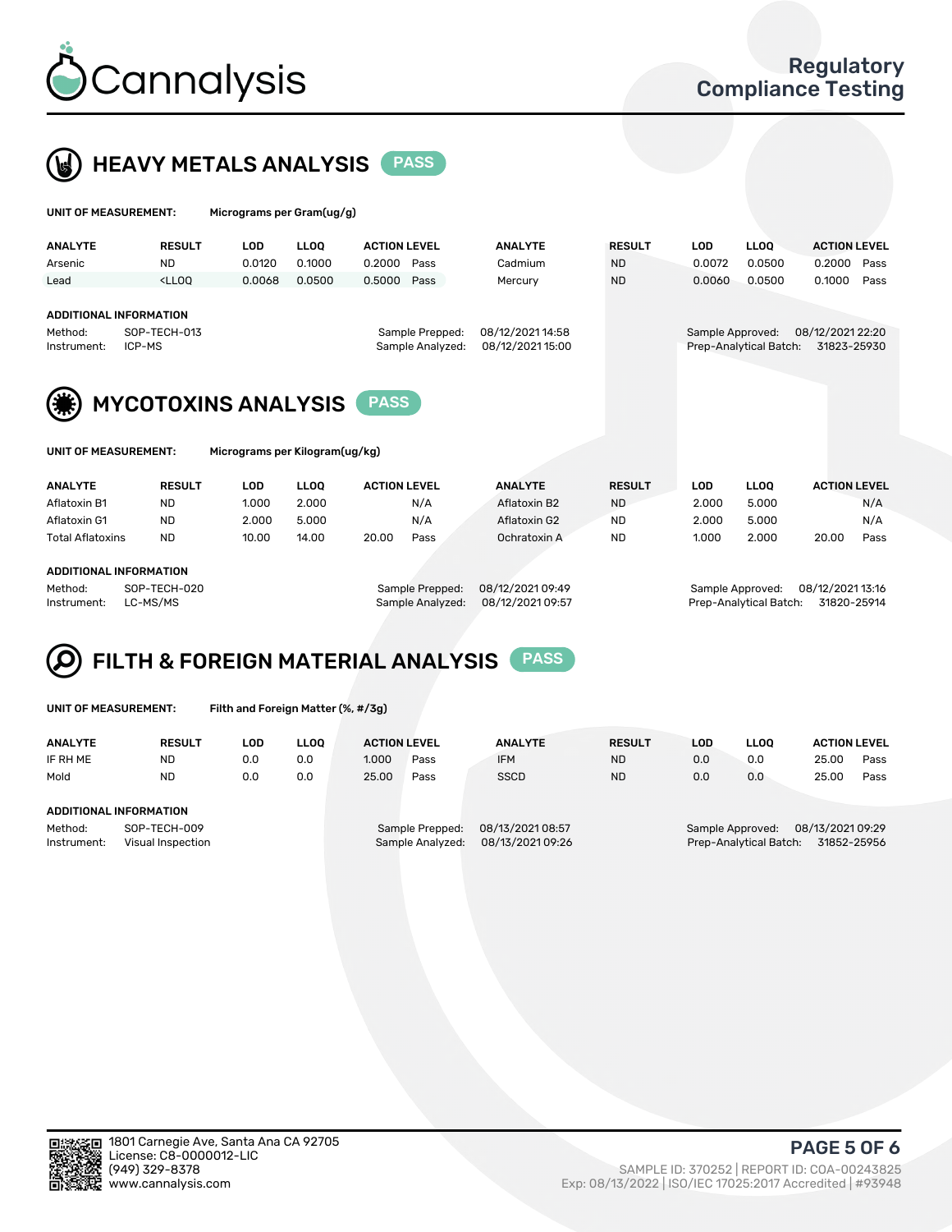# Cannalysis

Regulatory Compliance Testing

## HEAVY METALS ANALYSIS PASS

**UNIT OF MEASUREMENT:** Micrograms per Gram(ug/g)

| ANALYTE | RESULT | LOD | LLOQ | ACTION LEVEL | | ANALYTE | RESULT | LOD | LLOQ | ACTION LEVEL | |
|---|---|---|---|---|---|---|---|---|---|---|---|
| Arsenic | ND | 0.0120 | 0.1000 | 0.2000 | Pass | Cadmium | ND | 0.0072 | 0.0500 | 0.2000 | Pass |
| Lead | <LLOQ | 0.0068 | 0.0500 | 0.5000 | Pass | Mercury | ND | 0.0060 | 0.0500 | 0.1000 | Pass |

**ADDITIONAL INFORMATION**

Method: SOP-TECH-013
Instrument: ICP-MS
Sample Prepped: 08/12/2021 14:58
Sample Analyzed: 08/12/2021 15:00
Sample Approved: 08/12/2021 22:20
Prep-Analytical Batch: 31823-25930

## MYCOTOXINS ANALYSIS PASS

**UNIT OF MEASUREMENT:** Micrograms per Kilogram(ug/kg)

| ANALYTE | RESULT | LOD | LLOQ | ACTION LEVEL | | ANALYTE | RESULT | LOD | LLOQ | ACTION LEVEL | |
|---|---|---|---|---|---|---|---|---|---|---|---|
| Aflatoxin B1 | ND | 1.000 | 2.000 | | N/A | Aflatoxin B2 | ND | 2.000 | 5.000 | | N/A |
| Aflatoxin G1 | ND | 2.000 | 5.000 | | N/A | Aflatoxin G2 | ND | 2.000 | 5.000 | | N/A |
| Total Aflatoxins | ND | 10.00 | 14.00 | 20.00 | Pass | Ochratoxin A | ND | 1.000 | 2.000 | 20.00 | Pass |

**ADDITIONAL INFORMATION**

Method: SOP-TECH-020
Instrument: LC-MS/MS
Sample Prepped: 08/12/2021 09:49
Sample Analyzed: 08/12/2021 09:57
Sample Approved: 08/12/2021 13:16
Prep-Analytical Batch: 31820-25914

## FILTH & FOREIGN MATERIAL ANALYSIS PASS

**UNIT OF MEASUREMENT:** Filth and Foreign Matter (%, #/3g)

| ANALYTE | RESULT | LOD | LLOQ | ACTION LEVEL | | ANALYTE | RESULT | LOD | LLOQ | ACTION LEVEL | |
|---|---|---|---|---|---|---|---|---|---|---|---|
| IF RH ME | ND | 0.0 | 0.0 | 1.000 | Pass | IFM | ND | 0.0 | 0.0 | 25.00 | Pass |
| Mold | ND | 0.0 | 0.0 | 25.00 | Pass | SSCD | ND | 0.0 | 0.0 | 25.00 | Pass |

**ADDITIONAL INFORMATION**

Method: SOP-TECH-009
Instrument: Visual Inspection
Sample Prepped: 08/13/2021 08:57
Sample Analyzed: 08/13/2021 09:26
Sample Approved: 08/13/2021 09:29
Prep-Analytical Batch: 31852-25956

1801 Carnegie Ave, Santa Ana CA 92705
License: C8-0000012-LIC
(949) 329-8378
www.cannalysis.com

SAMPLE ID: 370252 | REPORT ID: COA-00243825
Exp: 08/13/2022 | ISO/IEC 17025:2017 Accredited | #93948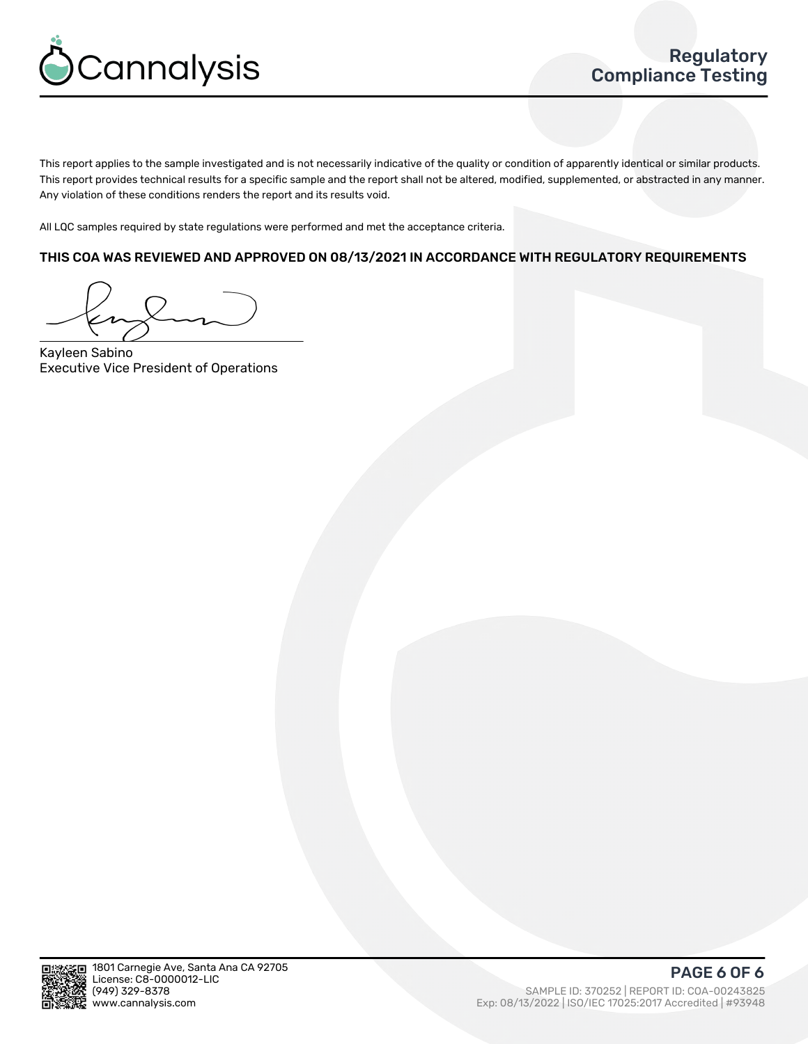This report applies to the sample investigated and is not necessarily indicative of the quality or condition of apparently identical or similar products. This report provides technical results for a specific sample and the report shall not be altered, modified, supplemented, or abstracted in any manner. Any violation of these conditions renders the report and its results void.

All LQC samples required by state regulations were performed and met the acceptance criteria.

**THIS COA WAS REVIEWED AND APPROVED ON 08/13/2021 IN ACCORDANCE WITH REGULATORY REQUIREMENTS**

Kayleen Sabino
Executive Vice President of Operations

1801 Carnegie Ave, Santa Ana CA 92705
License: C8-0000012-LIC
(949) 329-8378
www.cannalysis.com

SAMPLE ID: 370252 | REPORT ID: COA-00243825
Exp: 08/13/2022 | ISO/IEC 17025:2017 Accredited | #93948